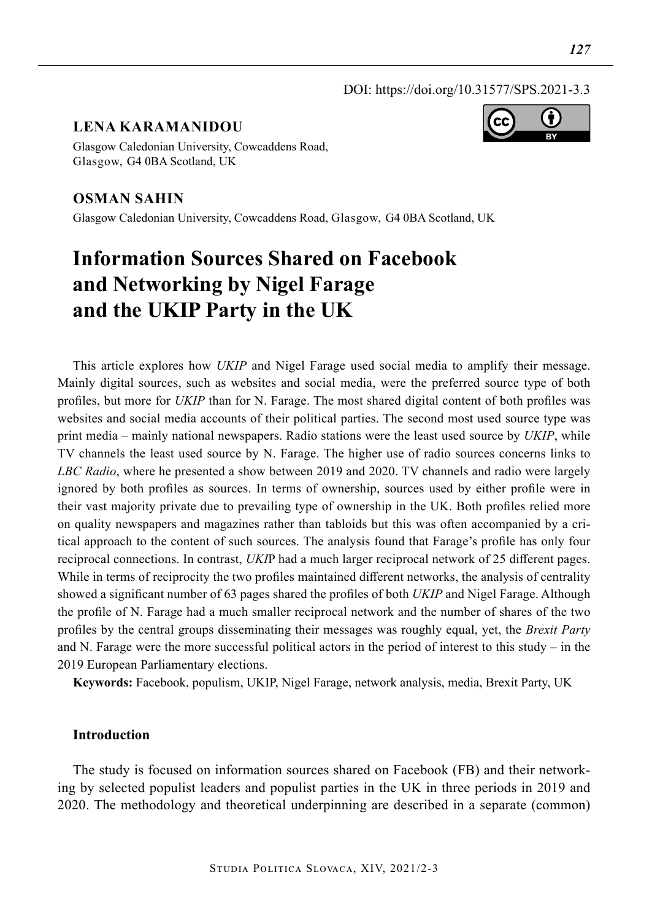DOI: https://doi.org/10.31577/SPS.2021-3.3

**LENA KARAMANIDOU**

Glasgow Caledonian University, Cowcaddens Road, Glasgow, G4 0BA Scotland, UK

**OSMAN SAHIN**

Glasgow Caledonian University, Cowcaddens Road, Glasgow, G4 0BA Scotland, UK

# Information Sources Shared on Facebook and Networking by Nigel Farage and the UKIP Party in the UK

This article explores how *UKIP* and Nigel Farage used social media to amplify their message. Mainly digital sources, such as websites and social media, were the preferred source type of both profiles, but more for *UKIP* than for N. Farage. The most shared digital content of both profiles was websites and social media accounts of their political parties. The second most used source type was print media – mainly national newspapers. Radio stations were the least used source by *UKIP*, while TV channels the least used source by N. Farage. The higher use of radio sources concerns links to *LBC Radio*, where he presented a show between 2019 and 2020. TV channels and radio were largely ignored by both profiles as sources. In terms of ownership, sources used by either profile were in their vast majority private due to prevailing type of ownership in the UK. Both profiles relied more on quality newspapers and magazines rather than tabloids but this was often accompanied by a critical approach to the content of such sources. The analysis found that Farage's profile has only four reciprocal connections. In contrast, *UKI*P had a much larger reciprocal network of 25 different pages. While in terms of reciprocity the two profiles maintained different networks, the analysis of centrality showed a significant number of 63 pages shared the profiles of both *UKIP* and Nigel Farage. Although the profile of N. Farage had a much smaller reciprocal network and the number of shares of the two profiles by the central groups disseminating their messages was roughly equal, yet, the *Brexit Party* and N. Farage were the more successful political actors in the period of interest to this study – in the 2019 European Parliamentary elections.

**Keywords:** Facebook, populism, UKIP, Nigel Farage, network analysis, media, Brexit Party, UK

## Introduction

The study is focused on information sources shared on Facebook (FB) and their networking by selected populist leaders and populist parties in the UK in three periods in 2019 and 2020. The methodology and theoretical underpinning are described in a separate (common)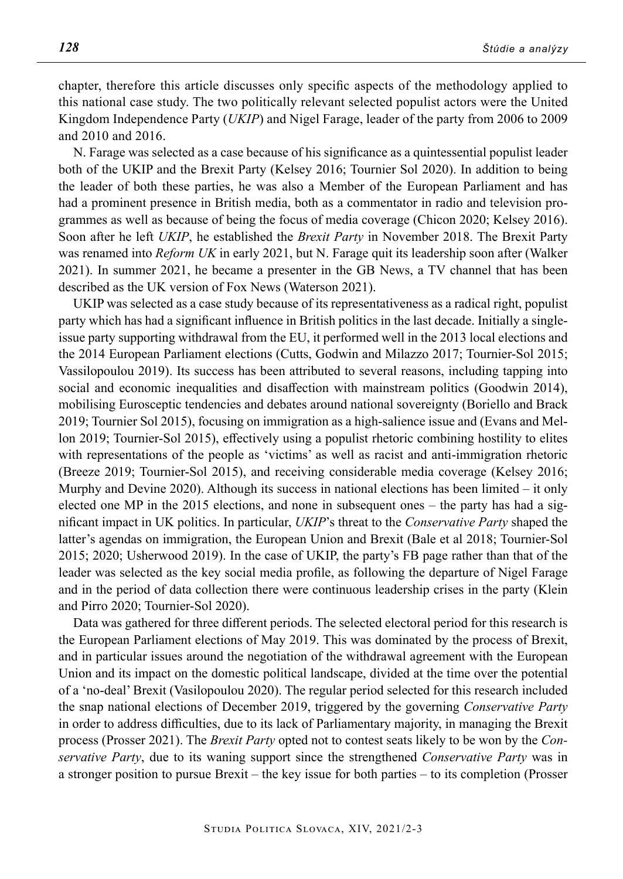chapter, therefore this article discusses only specific aspects of the methodology applied to this national case study. The two politically relevant selected populist actors were the United Kingdom Independence Party (*UKIP*) and Nigel Farage, leader of the party from 2006 to 2009 and 2010 and 2016.

N. Farage was selected as a case because of his significance as a quintessential populist leader both of the UKIP and the Brexit Party (Kelsey 2016; Tournier Sol 2020). In addition to being the leader of both these parties, he was also a Member of the European Parliament and has had a prominent presence in British media, both as a commentator in radio and television programmes as well as because of being the focus of media coverage (Chicon 2020; Kelsey 2016). Soon after he left *UKIP*, he established the *Brexit Party* in November 2018. The Brexit Party was renamed into *Reform UK* in early 2021, but N. Farage quit its leadership soon after (Walker 2021). In summer 2021, he became a presenter in the GB News, a TV channel that has been described as the UK version of Fox News (Waterson 2021).

UKIP was selected as a case study because of its representativeness as a radical right, populist party which has had a significant influence in British politics in the last decade. Initially a single-issue party supporting withdrawal from the EU, it performed well in the 2013 local elections and the 2014 European Parliament elections (Cutts, Godwin and Milazzo 2017; Tournier-Sol 2015; Vassilopoulou 2019). Its success has been attributed to several reasons, including tapping into social and economic inequalities and disaffection with mainstream politics (Goodwin 2014), mobilising Eurosceptic tendencies and debates around national sovereignty (Boriello and Brack 2019; Tournier Sol 2015), focusing on immigration as a high-salience issue and (Evans and Mellon 2019; Tournier-Sol 2015), effectively using a populist rhetoric combining hostility to elites with representations of the people as 'victims' as well as racist and anti-immigration rhetoric (Breeze 2019; Tournier-Sol 2015), and receiving considerable media coverage (Kelsey 2016; Murphy and Devine 2020). Although its success in national elections has been limited – it only elected one MP in the 2015 elections, and none in subsequent ones – the party has had a significant impact in UK politics. In particular, *UKIP*'s threat to the *Conservative Party* shaped the latter's agendas on immigration, the European Union and Brexit (Bale et al 2018; Tournier-Sol 2015; 2020; Usherwood 2019). In the case of UKIP, the party's FB page rather than that of the leader was selected as the key social media profile, as following the departure of Nigel Farage and in the period of data collection there were continuous leadership crises in the party (Klein and Pirro 2020; Tournier-Sol 2020).

Data was gathered for three different periods. The selected electoral period for this research is the European Parliament elections of May 2019. This was dominated by the process of Brexit, and in particular issues around the negotiation of the withdrawal agreement with the European Union and its impact on the domestic political landscape, divided at the time over the potential of a 'no-deal' Brexit (Vasilopoulou 2020). The regular period selected for this research included the snap national elections of December 2019, triggered by the governing *Conservative Party* in order to address difficulties, due to its lack of Parliamentary majority, in managing the Brexit process (Prosser 2021). The *Brexit Party* opted not to contest seats likely to be won by the *Conservative Party*, due to its waning support since the strengthened *Conservative Party* was in a stronger position to pursue Brexit – the key issue for both parties – to its completion (Prosser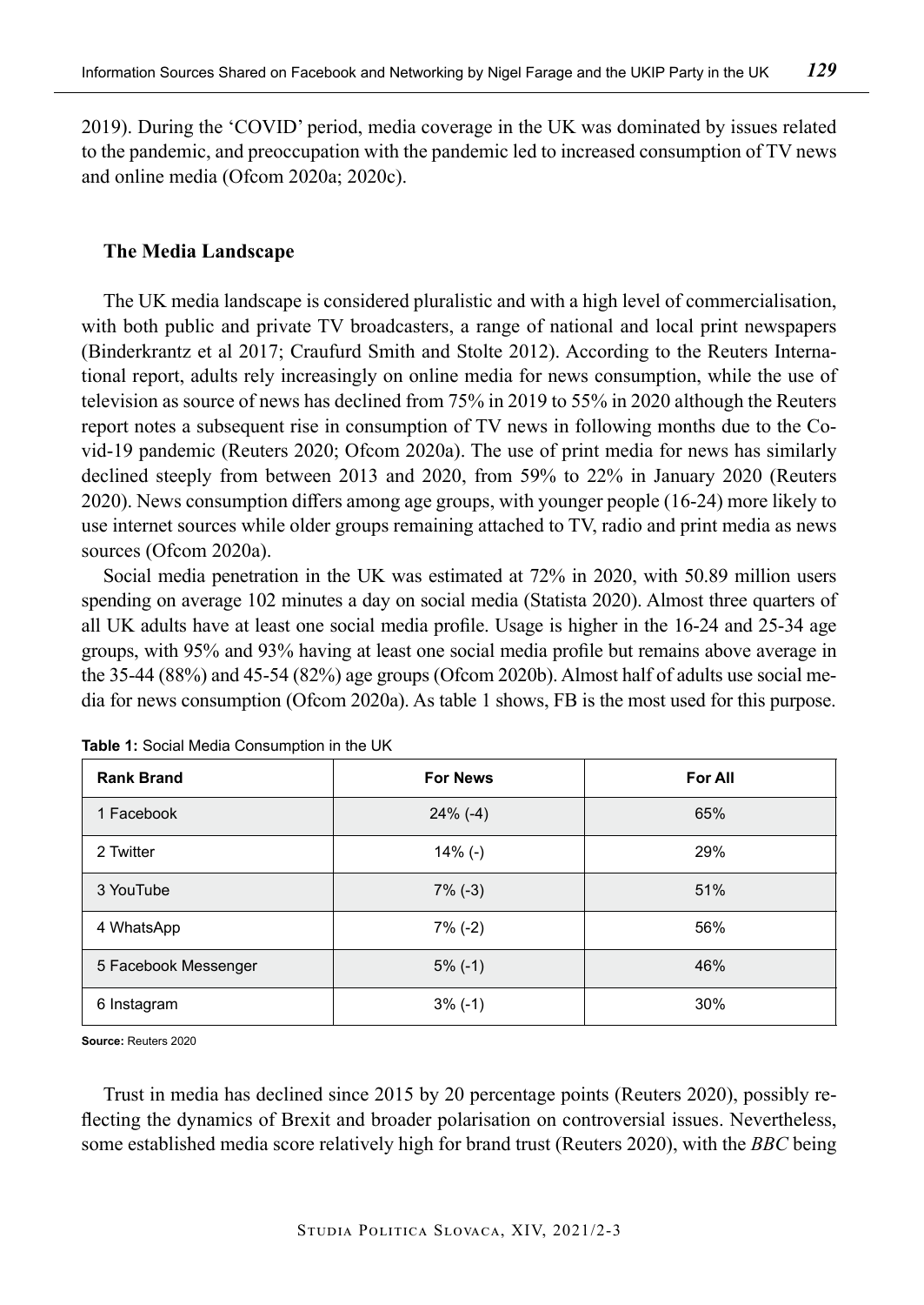2019). During the 'COVID' period, media coverage in the UK was dominated by issues related to the pandemic, and preoccupation with the pandemic led to increased consumption of TV news and online media (Ofcom 2020a; 2020c).

## The Media Landscape

The UK media landscape is considered pluralistic and with a high level of commercialisation, with both public and private TV broadcasters, a range of national and local print newspapers (Binderkrantz et al 2017; Craufurd Smith and Stolte 2012). According to the Reuters International report, adults rely increasingly on online media for news consumption, while the use of television as source of news has declined from 75% in 2019 to 55% in 2020 although the Reuters report notes a subsequent rise in consumption of TV news in following months due to the Covid-19 pandemic (Reuters 2020; Ofcom 2020a). The use of print media for news has similarly declined steeply from between 2013 and 2020, from 59% to 22% in January 2020 (Reuters 2020). News consumption differs among age groups, with younger people (16-24) more likely to use internet sources while older groups remaining attached to TV, radio and print media as news sources (Ofcom 2020a).

Social media penetration in the UK was estimated at 72% in 2020, with 50.89 million users spending on average 102 minutes a day on social media (Statista 2020). Almost three quarters of all UK adults have at least one social media profile. Usage is higher in the 16-24 and 25-34 age groups, with 95% and 93% having at least one social media profile but remains above average in the 35-44 (88%) and 45-54 (82%) age groups (Ofcom 2020b). Almost half of adults use social media for news consumption (Ofcom 2020a). As table 1 shows, FB is the most used for this purpose.

**Table 1:** Social Media Consumption in the UK

| Rank Brand | For News | For All |
|---|---|---|
| 1 Facebook | 24% (-4) | 65% |
| 2 Twitter | 14% (-) | 29% |
| 3 YouTube | 7% (-3) | 51% |
| 4 WhatsApp | 7% (-2) | 56% |
| 5 Facebook Messenger | 5% (-1) | 46% |
| 6 Instagram | 3% (-1) | 30% |

**Source:** Reuters 2020

Trust in media has declined since 2015 by 20 percentage points (Reuters 2020), possibly reflecting the dynamics of Brexit and broader polarisation on controversial issues. Nevertheless, some established media score relatively high for brand trust (Reuters 2020), with the *BBC* being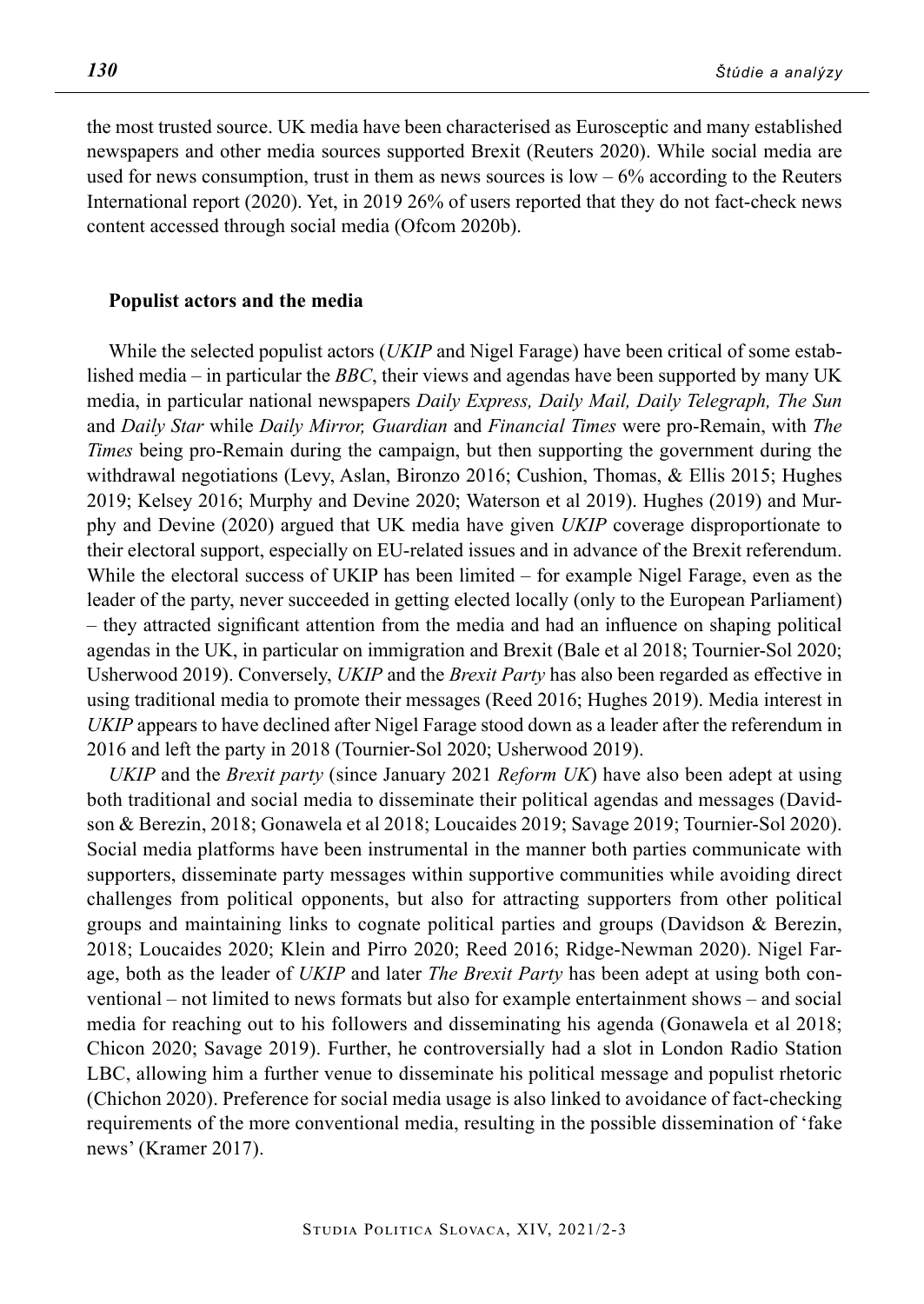the most trusted source. UK media have been characterised as Eurosceptic and many established newspapers and other media sources supported Brexit (Reuters 2020). While social media are used for news consumption, trust in them as news sources is low – 6% according to the Reuters International report (2020). Yet, in 2019 26% of users reported that they do not fact-check news content accessed through social media (Ofcom 2020b).

### Populist actors and the media

While the selected populist actors (*UKIP* and Nigel Farage) have been critical of some established media – in particular the *BBC*, their views and agendas have been supported by many UK media, in particular national newspapers *Daily Express, Daily Mail, Daily Telegraph, The Sun* and *Daily Star* while *Daily Mirror, Guardian* and *Financial Times* were pro-Remain, with *The Times* being pro-Remain during the campaign, but then supporting the government during the withdrawal negotiations (Levy, Aslan, Bironzo 2016; Cushion, Thomas, & Ellis 2015; Hughes 2019; Kelsey 2016; Murphy and Devine 2020; Waterson et al 2019). Hughes (2019) and Murphy and Devine (2020) argued that UK media have given *UKIP* coverage disproportionate to their electoral support, especially on EU-related issues and in advance of the Brexit referendum. While the electoral success of UKIP has been limited – for example Nigel Farage, even as the leader of the party, never succeeded in getting elected locally (only to the European Parliament) – they attracted significant attention from the media and had an influence on shaping political agendas in the UK, in particular on immigration and Brexit (Bale et al 2018; Tournier-Sol 2020; Usherwood 2019). Conversely, *UKIP* and the *Brexit Party* has also been regarded as effective in using traditional media to promote their messages (Reed 2016; Hughes 2019). Media interest in *UKIP* appears to have declined after Nigel Farage stood down as a leader after the referendum in 2016 and left the party in 2018 (Tournier-Sol 2020; Usherwood 2019).

*UKIP* and the *Brexit party* (since January 2021 *Reform UK*) have also been adept at using both traditional and social media to disseminate their political agendas and messages (Davidson & Berezin, 2018; Gonawela et al 2018; Loucaides 2019; Savage 2019; Tournier-Sol 2020). Social media platforms have been instrumental in the manner both parties communicate with supporters, disseminate party messages within supportive communities while avoiding direct challenges from political opponents, but also for attracting supporters from other political groups and maintaining links to cognate political parties and groups (Davidson & Berezin, 2018; Loucaides 2020; Klein and Pirro 2020; Reed 2016; Ridge-Newman 2020). Nigel Farage, both as the leader of *UKIP* and later *The Brexit Party* has been adept at using both conventional – not limited to news formats but also for example entertainment shows – and social media for reaching out to his followers and disseminating his agenda (Gonawela et al 2018; Chicon 2020; Savage 2019). Further, he controversially had a slot in London Radio Station LBC, allowing him a further venue to disseminate his political message and populist rhetoric (Chichon 2020). Preference for social media usage is also linked to avoidance of fact-checking requirements of the more conventional media, resulting in the possible dissemination of 'fake news' (Kramer 2017).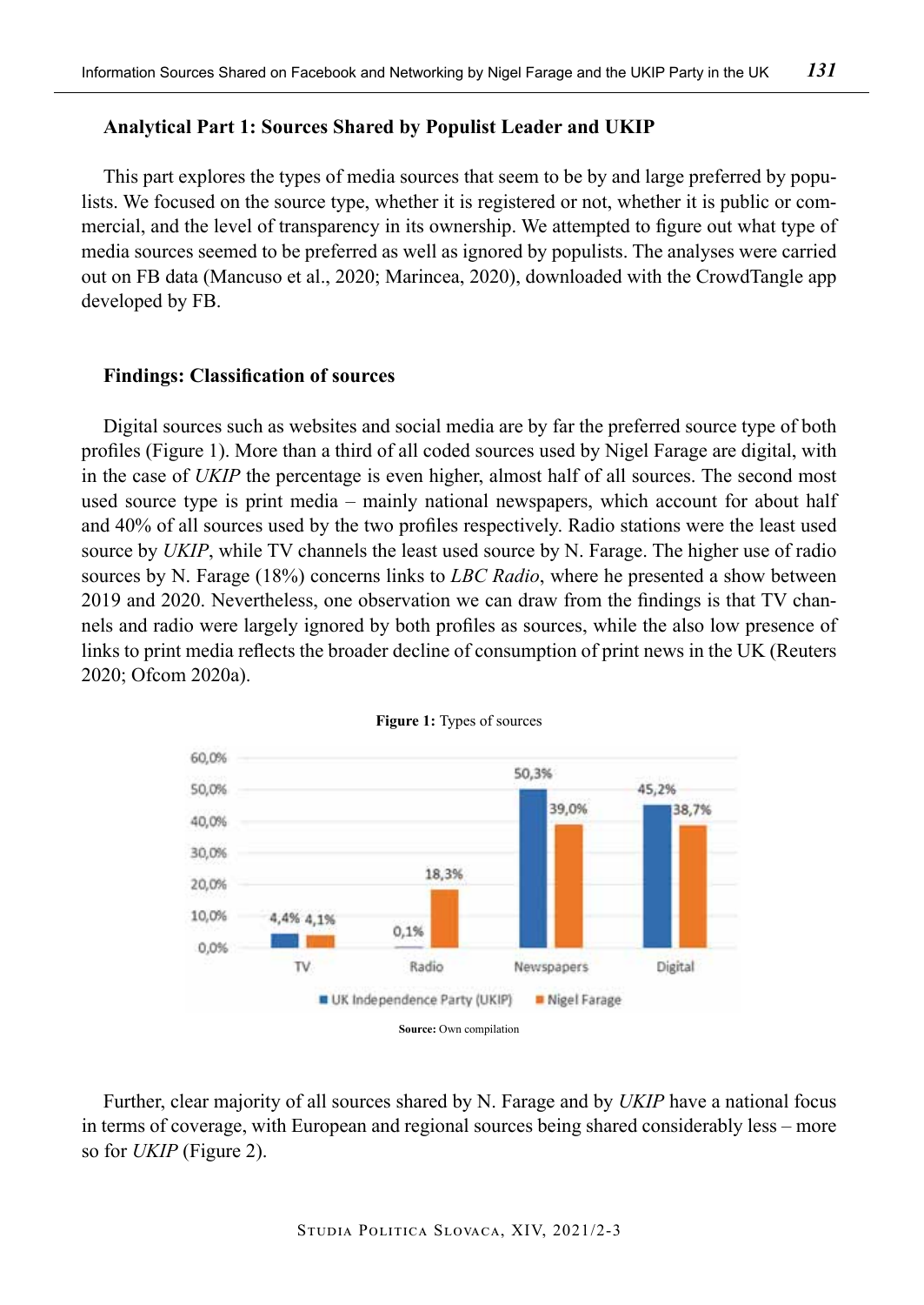**Analytical Part 1: Sources Shared by Populist Leader and UKIP**

This part explores the types of media sources that seem to be by and large preferred by populists. We focused on the source type, whether it is registered or not, whether it is public or commercial, and the level of transparency in its ownership. We attempted to figure out what type of media sources seemed to be preferred as well as ignored by populists. The analyses were carried out on FB data (Mancuso et al., 2020; Marincea, 2020), downloaded with the CrowdTangle app developed by FB.

**Findings: Classification of sources**

Digital sources such as websites and social media are by far the preferred source type of both profiles (Figure 1). More than a third of all coded sources used by Nigel Farage are digital, with in the case of *UKIP* the percentage is even higher, almost half of all sources. The second most used source type is print media – mainly national newspapers, which account for about half and 40% of all sources used by the two profiles respectively. Radio stations were the least used source by *UKIP*, while TV channels the least used source by N. Farage. The higher use of radio sources by N. Farage (18%) concerns links to *LBC Radio*, where he presented a show between 2019 and 2020. Nevertheless, one observation we can draw from the findings is that TV channels and radio were largely ignored by both profiles as sources, while the also low presence of links to print media reflects the broader decline of consumption of print news in the UK (Reuters 2020; Ofcom 2020a).

**Figure 1:** Types of sources

| | TV | Radio | Newspapers | Digital |
|---|---|---|---|---|
| UK Independence Party (UKIP) | 4,4% | 0,1% | 50,3% | 45,2% |
| Nigel Farage | 4,1% | 18,3% | 39,0% | 38,7% |

**Source:** Own compilation

Further, clear majority of all sources shared by N. Farage and by *UKIP* have a national focus in terms of coverage, with European and regional sources being shared considerably less – more so for *UKIP* (Figure 2).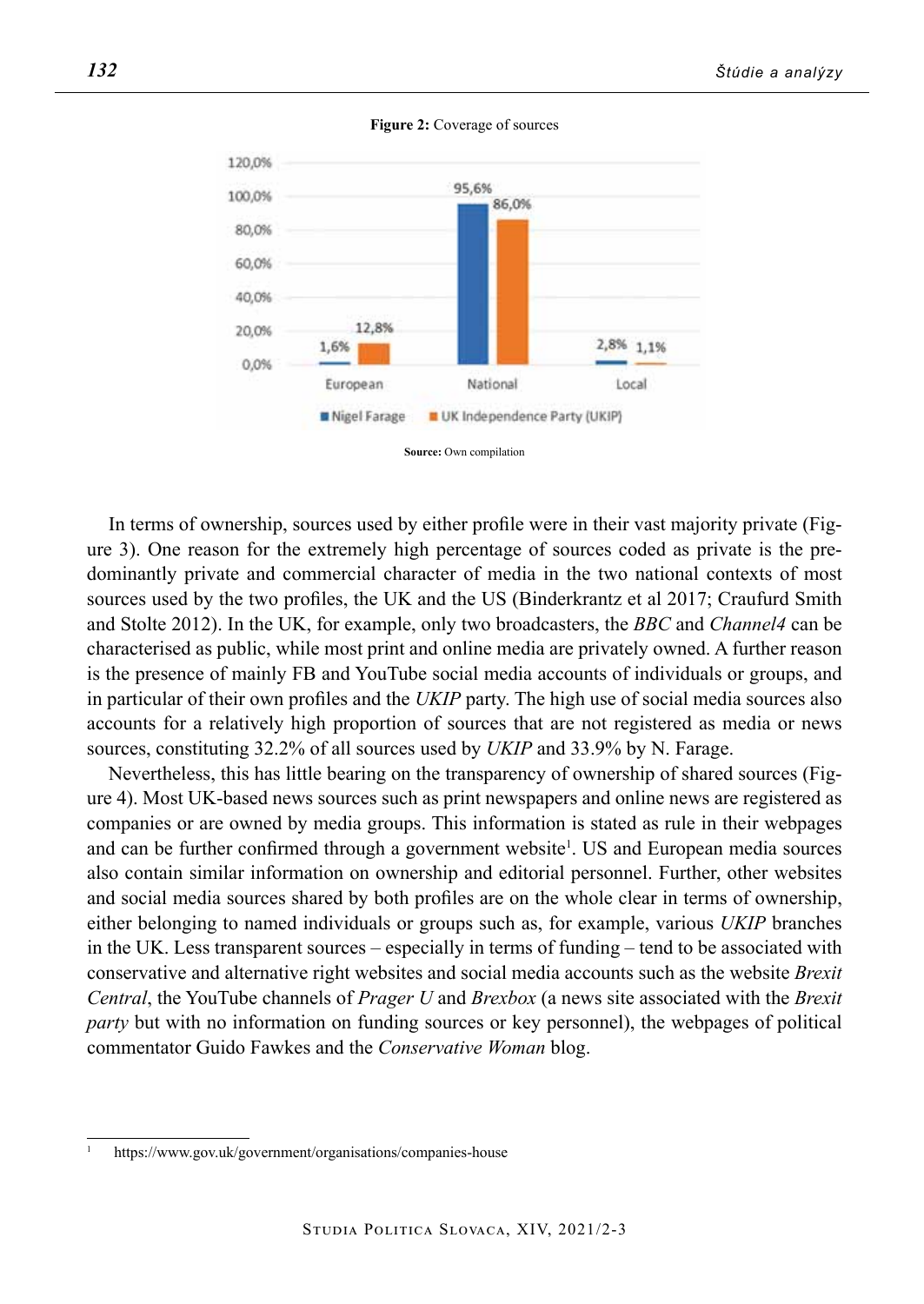**Figure 2:** Coverage of sources

| | European | National | Local |
|---|---|---|---|
| Nigel Farage | 1,6% | 95,6% | 2,8% |
| UK Independence Party (UKIP) | 12,8% | 86,0% | 1,1% |

**Source:** Own compilation

In terms of ownership, sources used by either profile were in their vast majority private (Figure 3). One reason for the extremely high percentage of sources coded as private is the predominantly private and commercial character of media in the two national contexts of most sources used by the two profiles, the UK and the US (Binderkrantz et al 2017; Craufurd Smith and Stolte 2012). In the UK, for example, only two broadcasters, the *BBC* and *Channel4* can be characterised as public, while most print and online media are privately owned. A further reason is the presence of mainly FB and YouTube social media accounts of individuals or groups, and in particular of their own profiles and the *UKIP* party. The high use of social media sources also accounts for a relatively high proportion of sources that are not registered as media or news sources, constituting 32.2% of all sources used by *UKIP* and 33.9% by N. Farage.

Nevertheless, this has little bearing on the transparency of ownership of shared sources (Figure 4). Most UK-based news sources such as print newspapers and online news are registered as companies or are owned by media groups. This information is stated as rule in their webpages and can be further confirmed through a government website[1]. US and European media sources also contain similar information on ownership and editorial personnel. Further, other websites and social media sources shared by both profiles are on the whole clear in terms of ownership, either belonging to named individuals or groups such as, for example, various *UKIP* branches in the UK. Less transparent sources – especially in terms of funding – tend to be associated with conservative and alternative right websites and social media accounts such as the website *Brexit Central*, the YouTube channels of *Prager U* and *Brexbox* (a news site associated with the *Brexit party* but with no information on funding sources or key personnel), the webpages of political commentator Guido Fawkes and the *Conservative Woman* blog.

[1] https://www.gov.uk/government/organisations/companies-house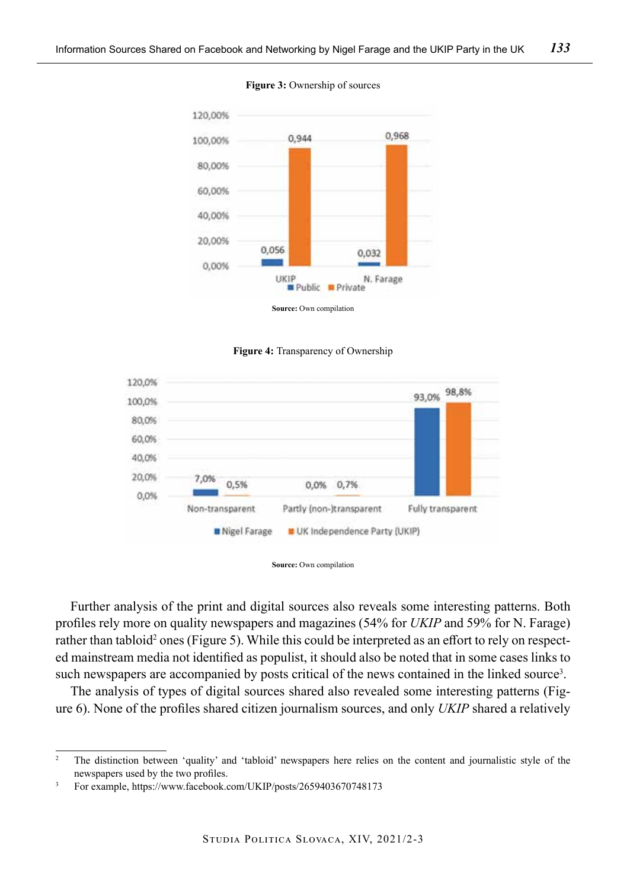**Figure 3:** Ownership of sources

**Source:** Own compilation

**Figure 4:** Transparency of Ownership

**Source:** Own compilation

Further analysis of the print and digital sources also reveals some interesting patterns. Both profiles rely more on quality newspapers and magazines (54% for *UKIP* and 59% for N. Farage) rather than tabloid[2] ones (Figure 5). While this could be interpreted as an effort to rely on respected mainstream media not identified as populist, it should also be noted that in some cases links to such newspapers are accompanied by posts critical of the news contained in the linked source[3].

The analysis of types of digital sources shared also revealed some interesting patterns (Figure 6). None of the profiles shared citizen journalism sources, and only *UKIP* shared a relatively

---

[2] The distinction between 'quality' and 'tabloid' newspapers here relies on the content and journalistic style of the newspapers used by the two profiles.

[3] For example, https://www.facebook.com/UKIP/posts/2659403670748173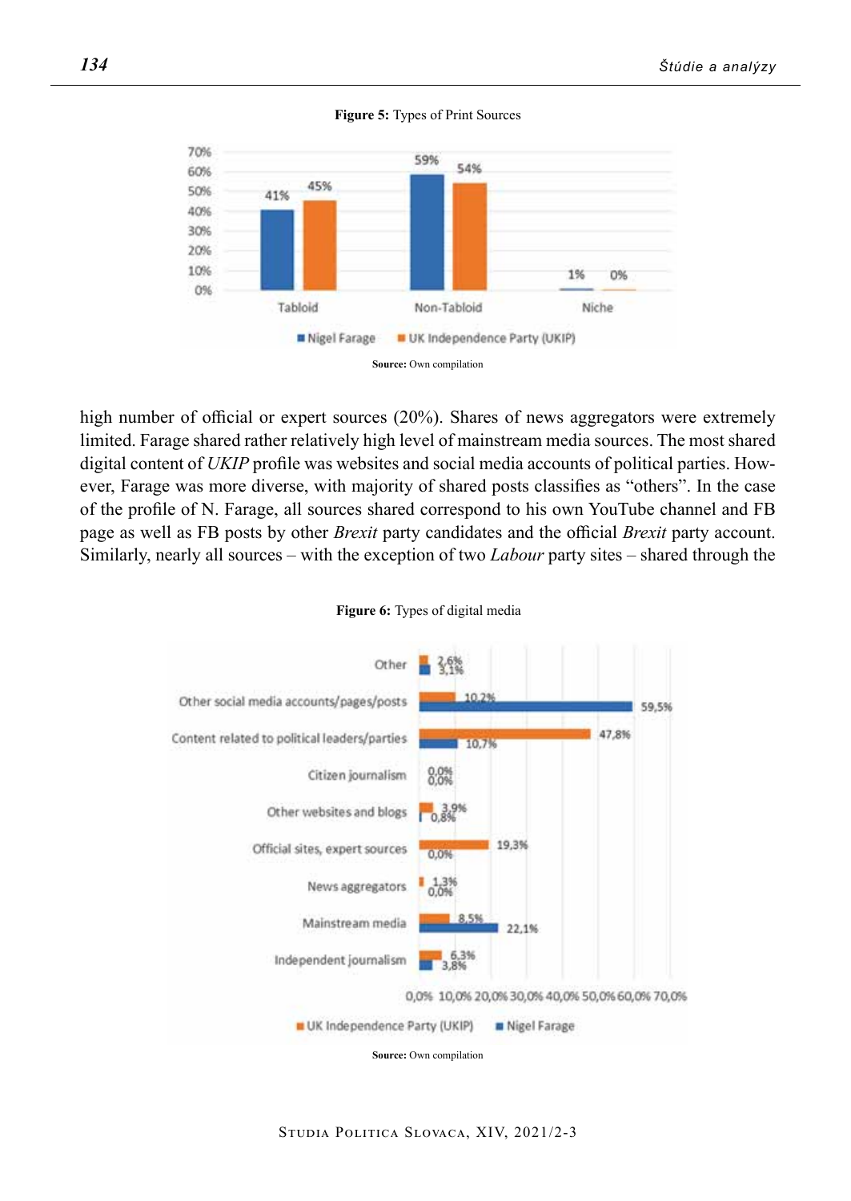**Figure 5:** Types of Print Sources

**Source:** Own compilation

high number of official or expert sources (20%). Shares of news aggregators were extremely limited. Farage shared rather relatively high level of mainstream media sources. The most shared digital content of *UKIP* profile was websites and social media accounts of political parties. However, Farage was more diverse, with majority of shared posts classifies as "others". In the case of the profile of N. Farage, all sources shared correspond to his own YouTube channel and FB page as well as FB posts by other *Brexit* party candidates and the official *Brexit* party account. Similarly, nearly all sources – with the exception of two *Labour* party sites – shared through the

**Figure 6:** Types of digital media

**Source:** Own compilation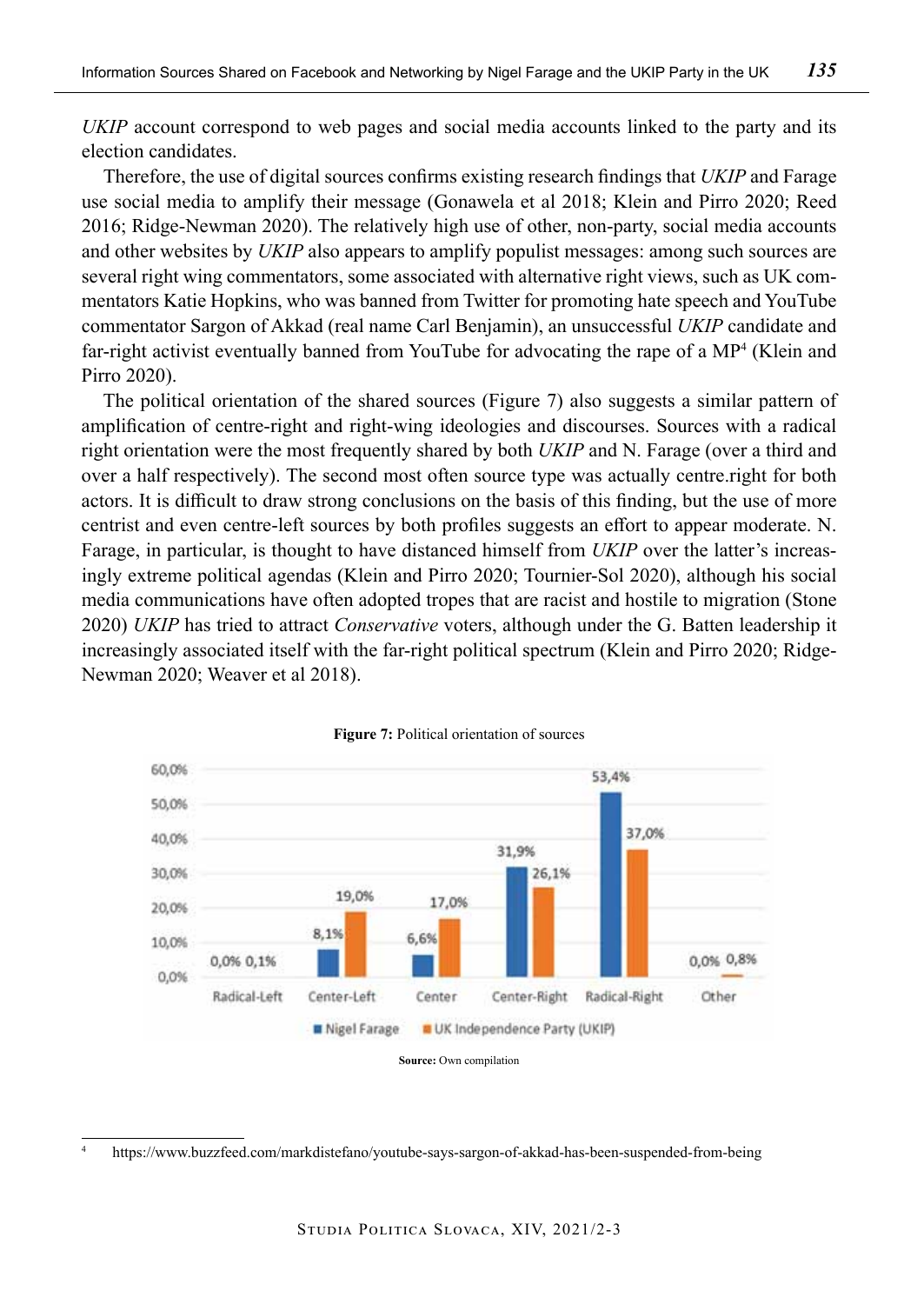*UKIP* account correspond to web pages and social media accounts linked to the party and its election candidates.

Therefore, the use of digital sources confirms existing research findings that *UKIP* and Farage use social media to amplify their message (Gonawela et al 2018; Klein and Pirro 2020; Reed 2016; Ridge-Newman 2020). The relatively high use of other, non-party, social media accounts and other websites by *UKIP* also appears to amplify populist messages: among such sources are several right wing commentators, some associated with alternative right views, such as UK commentators Katie Hopkins, who was banned from Twitter for promoting hate speech and YouTube commentator Sargon of Akkad (real name Carl Benjamin), an unsuccessful *UKIP* candidate and far-right activist eventually banned from YouTube for advocating the rape of a MP[4] (Klein and Pirro 2020).

The political orientation of the shared sources (Figure 7) also suggests a similar pattern of amplification of centre-right and right-wing ideologies and discourses. Sources with a radical right orientation were the most frequently shared by both *UKIP* and N. Farage (over a third and over a half respectively). The second most often source type was actually centre.right for both actors. It is difficult to draw strong conclusions on the basis of this finding, but the use of more centrist and even centre-left sources by both profiles suggests an effort to appear moderate. N. Farage, in particular, is thought to have distanced himself from *UKIP* over the latter's increasingly extreme political agendas (Klein and Pirro 2020; Tournier-Sol 2020), although his social media communications have often adopted tropes that are racist and hostile to migration (Stone 2020) *UKIP* has tried to attract *Conservative* voters, although under the G. Batten leadership it increasingly associated itself with the far-right political spectrum (Klein and Pirro 2020; Ridge-Newman 2020; Weaver et al 2018).

**Figure 7:** Political orientation of sources

| | Radical-Left | Center-Left | Center | Center-Right | Radical-Right | Other |
|---|---|---|---|---|---|---|
| Nigel Farage | 0,0% | 8,1% | 6,6% | 31,9% | 53,4% | 0,0% |
| UK Independence Party (UKIP) | 0,1% | 19,0% | 17,0% | 26,1% | 37,0% | 0,8% |

**Source:** Own compilation

[4] https://www.buzzfeed.com/markdistefano/youtube-says-sargon-of-akkad-has-been-suspended-from-being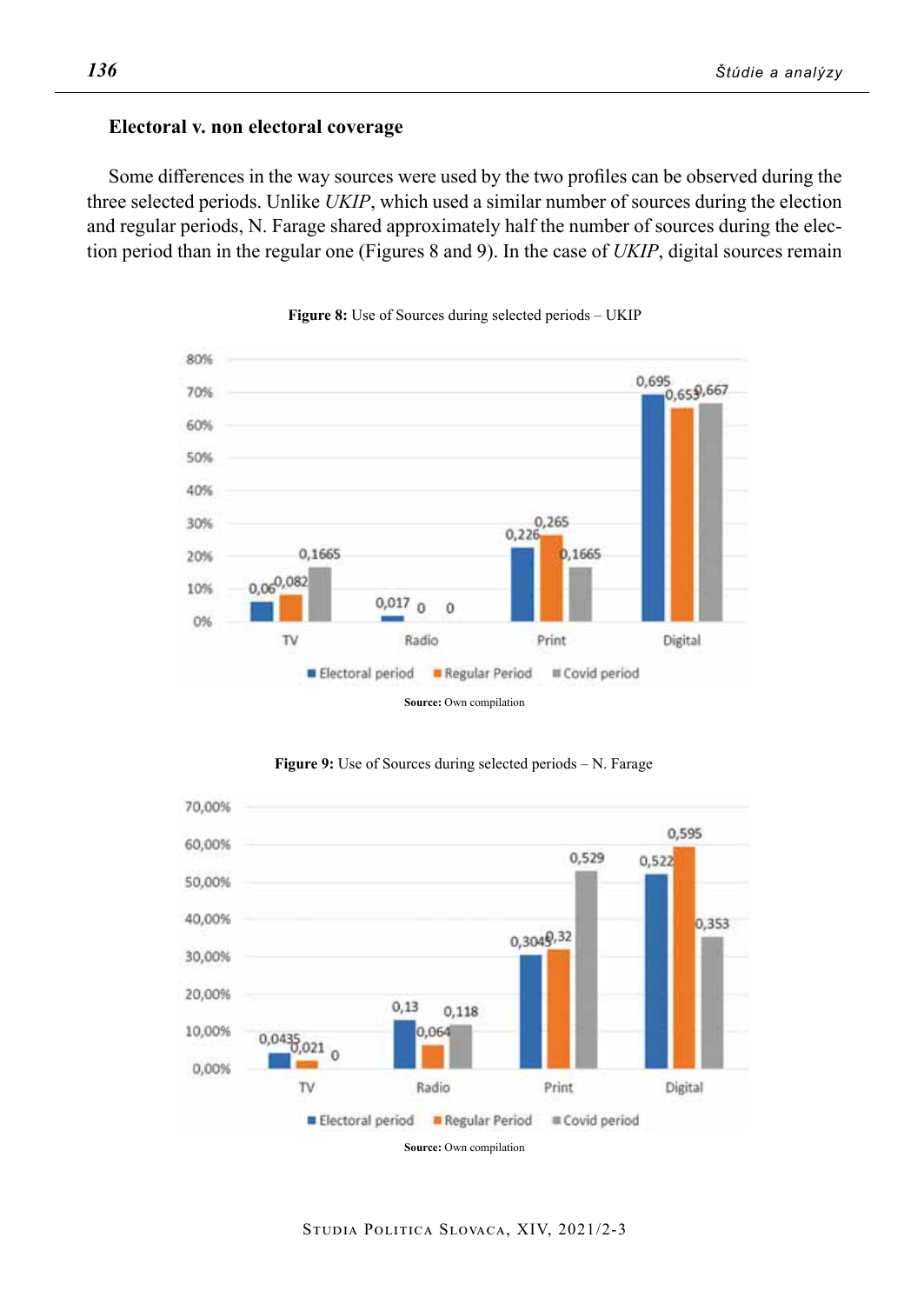### Electoral v. non electoral coverage

Some differences in the way sources were used by the two profiles can be observed during the three selected periods. Unlike *UKIP*, which used a similar number of sources during the election and regular periods, N. Farage shared approximately half the number of sources during the election period than in the regular one (Figures 8 and 9). In the case of *UKIP*, digital sources remain

**Figure 8:** Use of Sources during selected periods – UKIP

| | Electoral period | Regular Period | Covid period |
|---|---|---|---|
| TV | 0,06 | 0,082 | 0,1665 |
| Radio | 0,017 | 0 | 0 |
| Print | 0,226 | 0,265 | 0,1665 |
| Digital | 0,695 | 0,653 | 0,667 |

**Source:** Own compilation

**Figure 9:** Use of Sources during selected periods – N. Farage

| | Electoral period | Regular Period | Covid period |
|---|---|---|---|
| TV | 0,0435 | 0,021 | 0 |
| Radio | 0,13 | 0,064 | 0,118 |
| Print | 0,3045 | 0,32 | 0,529 |
| Digital | 0,522 | 0,595 | 0,353 |

**Source:** Own compilation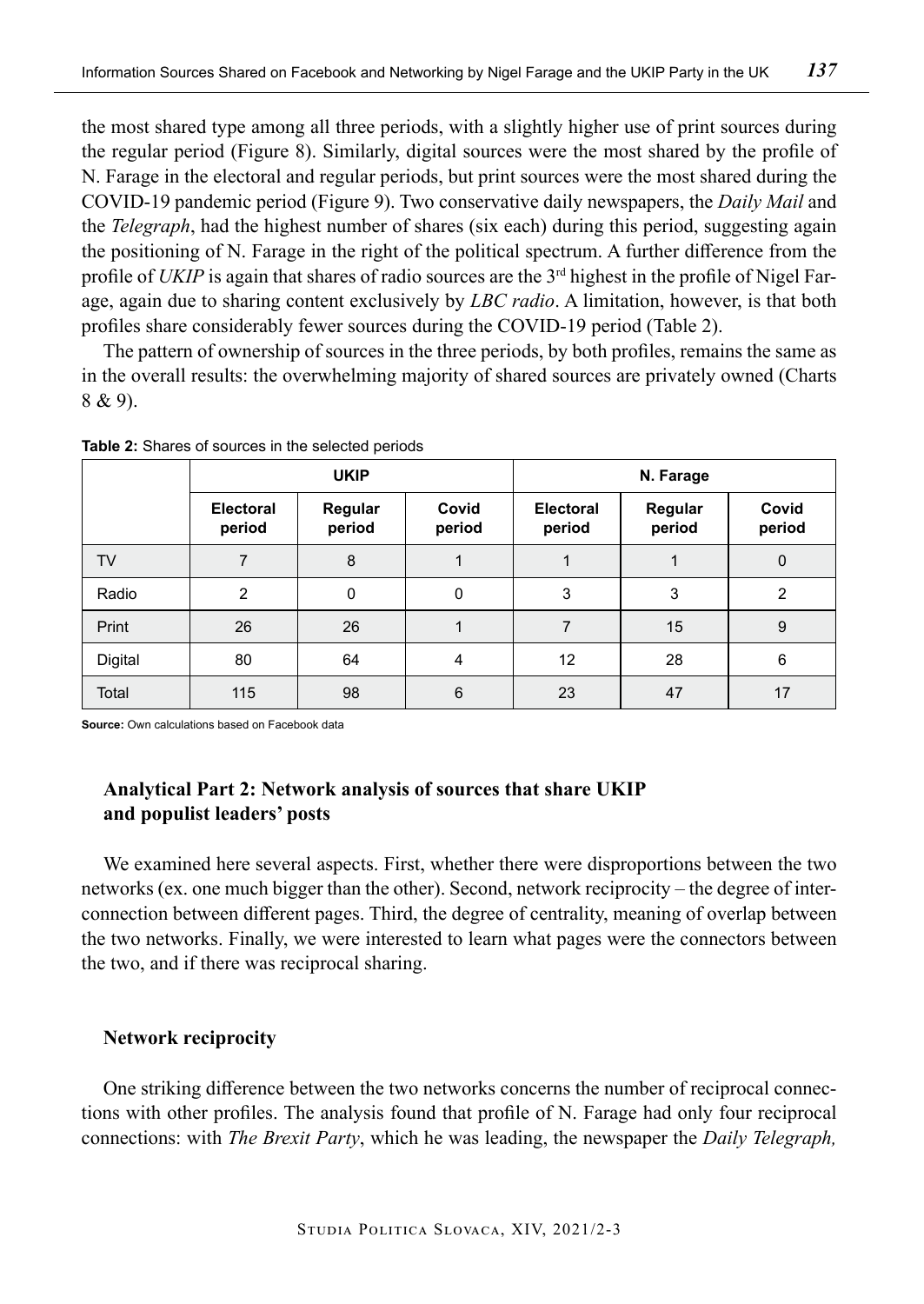the most shared type among all three periods, with a slightly higher use of print sources during the regular period (Figure 8). Similarly, digital sources were the most shared by the profile of N. Farage in the electoral and regular periods, but print sources were the most shared during the COVID-19 pandemic period (Figure 9). Two conservative daily newspapers, the *Daily Mail* and the *Telegraph*, had the highest number of shares (six each) during this period, suggesting again the positioning of N. Farage in the right of the political spectrum. A further difference from the profile of *UKIP* is again that shares of radio sources are the 3rd highest in the profile of Nigel Farage, again due to sharing content exclusively by *LBC radio*. A limitation, however, is that both profiles share considerably fewer sources during the COVID-19 period (Table 2).

The pattern of ownership of sources in the three periods, by both profiles, remains the same as in the overall results: the overwhelming majority of shared sources are privately owned (Charts 8 & 9).

**Table 2:** Shares of sources in the selected periods

| | UKIP | | | N. Farage | | |
|---|---|---|---|---|---|---|
| | Electoral period | Regular period | Covid period | Electoral period | Regular period | Covid period |
| TV | 7 | 8 | 1 | 1 | 1 | 0 |
| Radio | 2 | 0 | 0 | 3 | 3 | 2 |
| Print | 26 | 26 | 1 | 7 | 15 | 9 |
| Digital | 80 | 64 | 4 | 12 | 28 | 6 |
| Total | 115 | 98 | 6 | 23 | 47 | 17 |

**Source:** Own calculations based on Facebook data

## Analytical Part 2: Network analysis of sources that share UKIP and populist leaders' posts

We examined here several aspects. First, whether there were disproportions between the two networks (ex. one much bigger than the other). Second, network reciprocity – the degree of interconnection between different pages. Third, the degree of centrality, meaning of overlap between the two networks. Finally, we were interested to learn what pages were the connectors between the two, and if there was reciprocal sharing.

### Network reciprocity

One striking difference between the two networks concerns the number of reciprocal connections with other profiles. The analysis found that profile of N. Farage had only four reciprocal connections: with *The Brexit Party*, which he was leading, the newspaper the *Daily Telegraph,*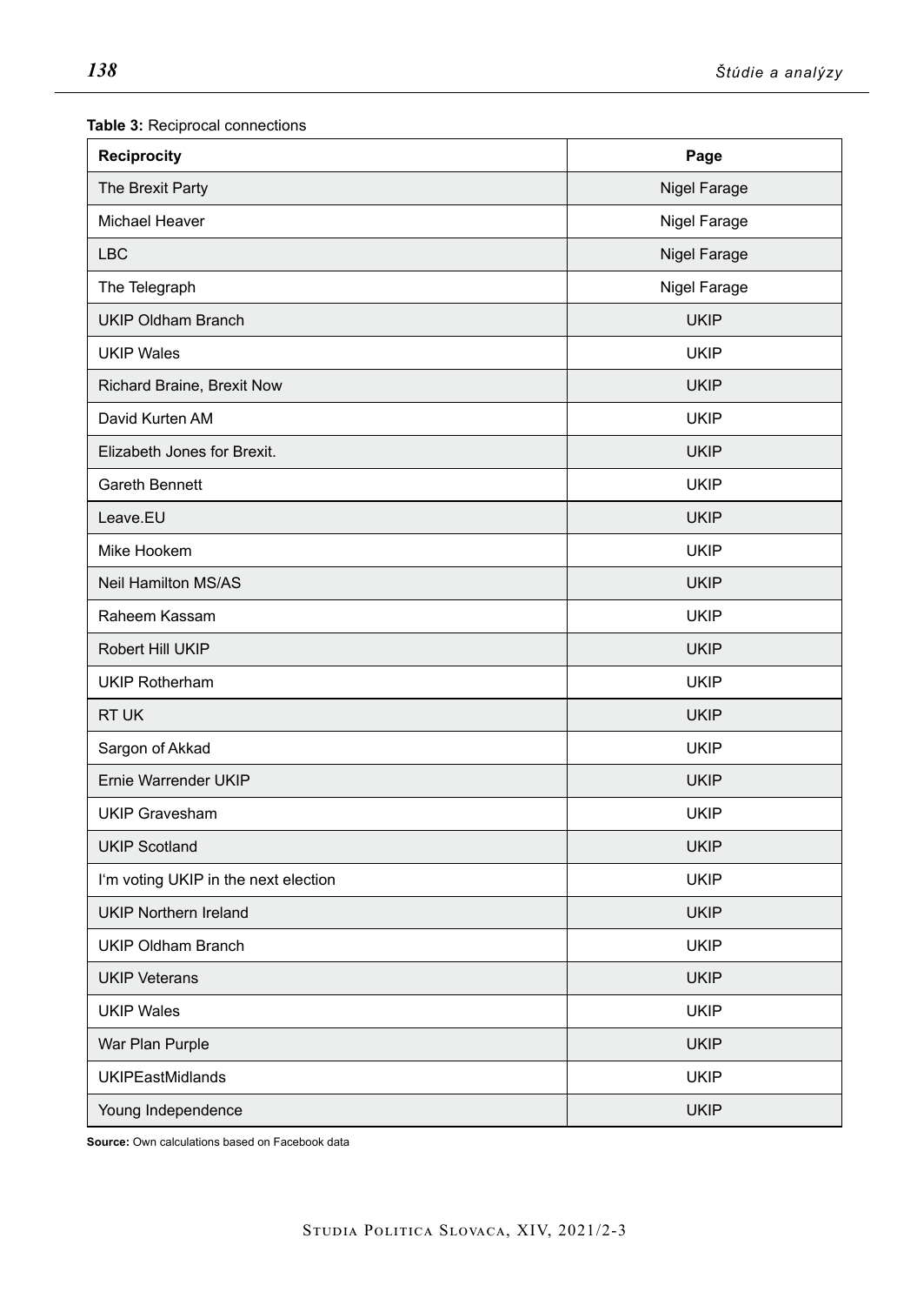**Table 3:** Reciprocal connections

| Reciprocity | Page |
|---|---|
| The Brexit Party | Nigel Farage |
| Michael Heaver | Nigel Farage |
| LBC | Nigel Farage |
| The Telegraph | Nigel Farage |
| UKIP Oldham Branch | UKIP |
| UKIP Wales | UKIP |
| Richard Braine, Brexit Now | UKIP |
| David Kurten AM | UKIP |
| Elizabeth Jones for Brexit. | UKIP |
| Gareth Bennett | UKIP |
| Leave.EU | UKIP |
| Mike Hookem | UKIP |
| Neil Hamilton MS/AS | UKIP |
| Raheem Kassam | UKIP |
| Robert Hill UKIP | UKIP |
| UKIP Rotherham | UKIP |
| RT UK | UKIP |
| Sargon of Akkad | UKIP |
| Ernie Warrender UKIP | UKIP |
| UKIP Gravesham | UKIP |
| UKIP Scotland | UKIP |
| I'm voting UKIP in the next election | UKIP |
| UKIP Northern Ireland | UKIP |
| UKIP Oldham Branch | UKIP |
| UKIP Veterans | UKIP |
| UKIP Wales | UKIP |
| War Plan Purple | UKIP |
| UKIPEastMidlands | UKIP |
| Young Independence | UKIP |

**Source:** Own calculations based on Facebook data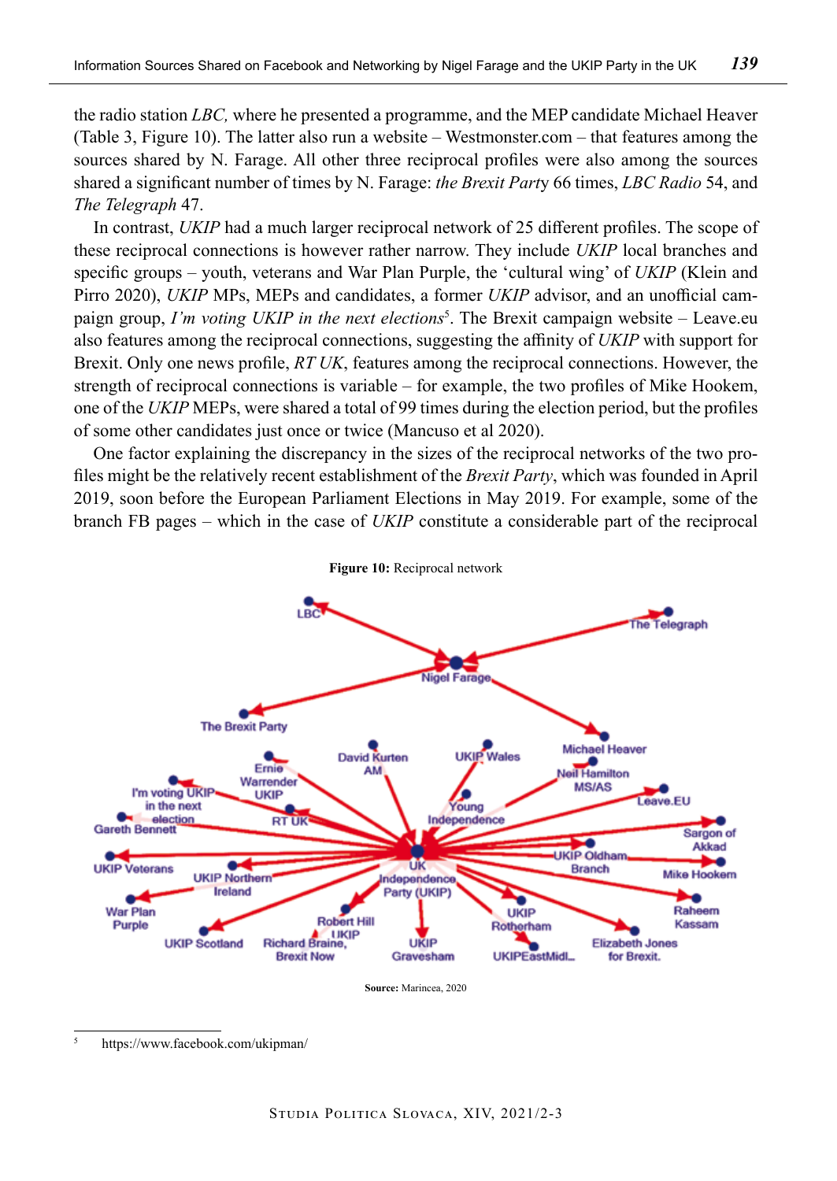the radio station *LBC,* where he presented a programme, and the MEP candidate Michael Heaver (Table 3, Figure 10). The latter also run a website – Westmonster.com – that features among the sources shared by N. Farage. All other three reciprocal profiles were also among the sources shared a significant number of times by N. Farage: *the Brexit Party* 66 times, *LBC Radio* 54, and *The Telegraph* 47.

In contrast, *UKIP* had a much larger reciprocal network of 25 different profiles. The scope of these reciprocal connections is however rather narrow. They include *UKIP* local branches and specific groups – youth, veterans and War Plan Purple, the 'cultural wing' of *UKIP* (Klein and Pirro 2020), *UKIP* MPs, MEPs and candidates, a former *UKIP* advisor, and an unofficial campaign group, *I'm voting UKIP in the next elections*[5]. The Brexit campaign website – Leave.eu also features among the reciprocal connections, suggesting the affinity of *UKIP* with support for Brexit. Only one news profile, *RT UK*, features among the reciprocal connections. However, the strength of reciprocal connections is variable – for example, the two profiles of Mike Hookem, one of the *UKIP* MEPs, were shared a total of 99 times during the election period, but the profiles of some other candidates just once or twice (Mancuso et al 2020).

One factor explaining the discrepancy in the sizes of the reciprocal networks of the two profiles might be the relatively recent establishment of the *Brexit Party*, which was founded in April 2019, soon before the European Parliament Elections in May 2019. For example, some of the branch FB pages – which in the case of *UKIP* constitute a considerable part of the reciprocal

**Figure 10:** Reciprocal network

**Source:** Marincea, 2020

[5] https://www.facebook.com/ukipman/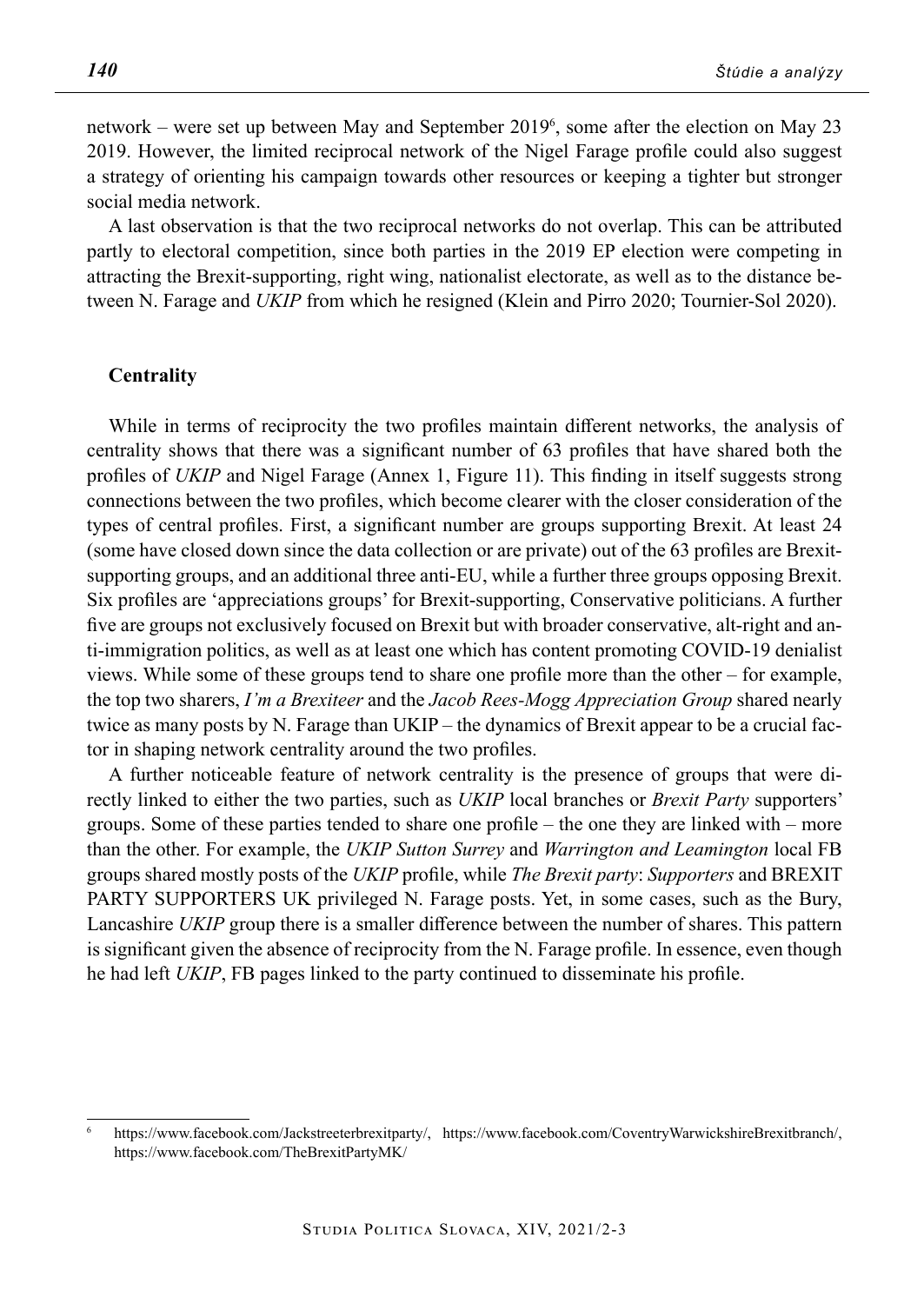network – were set up between May and September 2019[6], some after the election on May 23 2019. However, the limited reciprocal network of the Nigel Farage profile could also suggest a strategy of orienting his campaign towards other resources or keeping a tighter but stronger social media network.

A last observation is that the two reciprocal networks do not overlap. This can be attributed partly to electoral competition, since both parties in the 2019 EP election were competing in attracting the Brexit-supporting, right wing, nationalist electorate, as well as to the distance between N. Farage and *UKIP* from which he resigned (Klein and Pirro 2020; Tournier-Sol 2020).

## Centrality

While in terms of reciprocity the two profiles maintain different networks, the analysis of centrality shows that there was a significant number of 63 profiles that have shared both the profiles of *UKIP* and Nigel Farage (Annex 1, Figure 11). This finding in itself suggests strong connections between the two profiles, which become clearer with the closer consideration of the types of central profiles. First, a significant number are groups supporting Brexit. At least 24 (some have closed down since the data collection or are private) out of the 63 profiles are Brexit-supporting groups, and an additional three anti-EU, while a further three groups opposing Brexit. Six profiles are 'appreciations groups' for Brexit-supporting, Conservative politicians. A further five are groups not exclusively focused on Brexit but with broader conservative, alt-right and anti-immigration politics, as well as at least one which has content promoting COVID-19 denialist views. While some of these groups tend to share one profile more than the other – for example, the top two sharers, *I'm a Brexiteer* and the *Jacob Rees-Mogg Appreciation Group* shared nearly twice as many posts by N. Farage than UKIP – the dynamics of Brexit appear to be a crucial factor in shaping network centrality around the two profiles.

A further noticeable feature of network centrality is the presence of groups that were directly linked to either the two parties, such as *UKIP* local branches or *Brexit Party* supporters' groups. Some of these parties tended to share one profile – the one they are linked with – more than the other. For example, the *UKIP Sutton Surrey* and *Warrington and Leamington* local FB groups shared mostly posts of the *UKIP* profile, while *The Brexit party*: *Supporters* and BREXIT PARTY SUPPORTERS UK privileged N. Farage posts. Yet, in some cases, such as the Bury, Lancashire *UKIP* group there is a smaller difference between the number of shares. This pattern is significant given the absence of reciprocity from the N. Farage profile. In essence, even though he had left *UKIP*, FB pages linked to the party continued to disseminate his profile.

---

[6] https://www.facebook.com/Jackstreeterbrexitparty/, https://www.facebook.com/CoventryWarwickshireBrexitbranch/, https://www.facebook.com/TheBrexitPartyMK/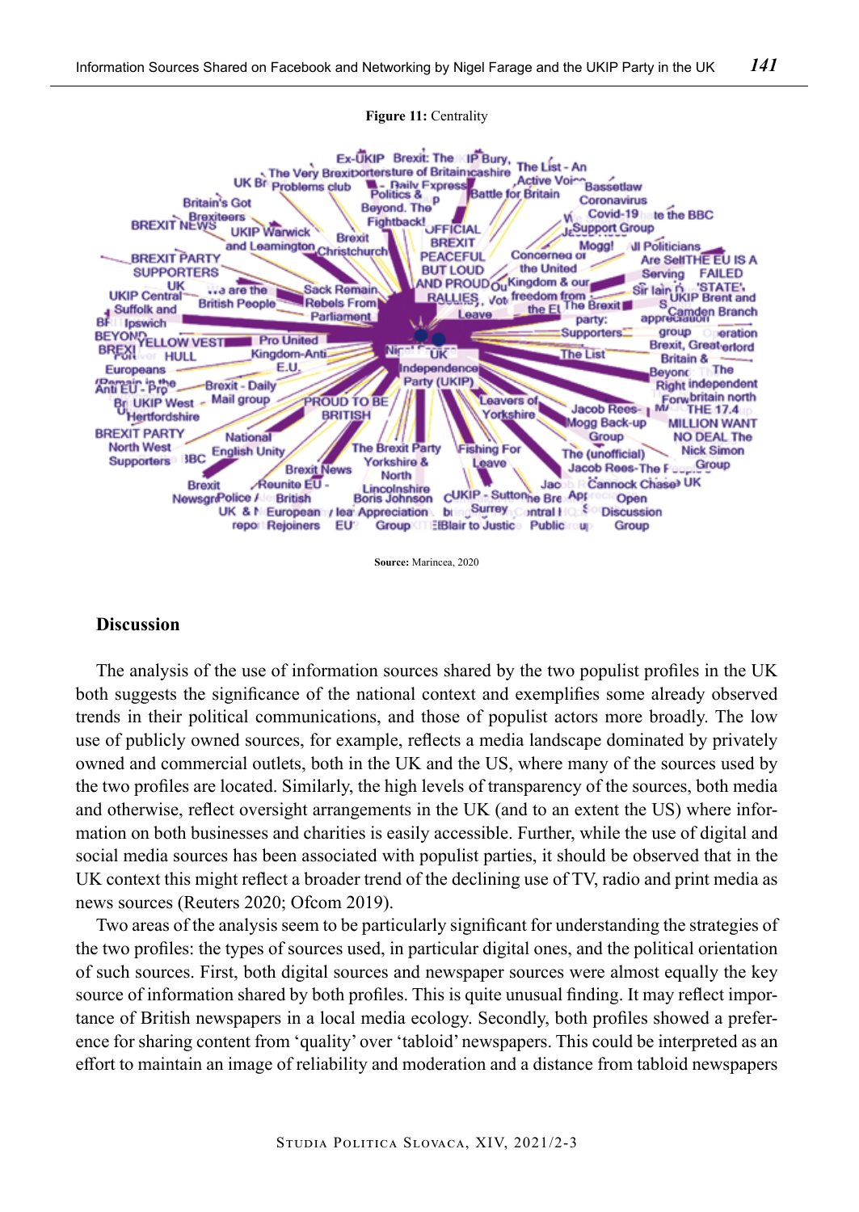**Figure 11:** Centrality

**Source:** Marincea, 2020

## Discussion

The analysis of the use of information sources shared by the two populist profiles in the UK both suggests the significance of the national context and exemplifies some already observed trends in their political communications, and those of populist actors more broadly. The low use of publicly owned sources, for example, reflects a media landscape dominated by privately owned and commercial outlets, both in the UK and the US, where many of the sources used by the two profiles are located. Similarly, the high levels of transparency of the sources, both media and otherwise, reflect oversight arrangements in the UK (and to an extent the US) where information on both businesses and charities is easily accessible. Further, while the use of digital and social media sources has been associated with populist parties, it should be observed that in the UK context this might reflect a broader trend of the declining use of TV, radio and print media as news sources (Reuters 2020; Ofcom 2019).

Two areas of the analysis seem to be particularly significant for understanding the strategies of the two profiles: the types of sources used, in particular digital ones, and the political orientation of such sources. First, both digital sources and newspaper sources were almost equally the key source of information shared by both profiles. This is quite unusual finding. It may reflect importance of British newspapers in a local media ecology. Secondly, both profiles showed a preference for sharing content from 'quality' over 'tabloid' newspapers. This could be interpreted as an effort to maintain an image of reliability and moderation and a distance from tabloid newspapers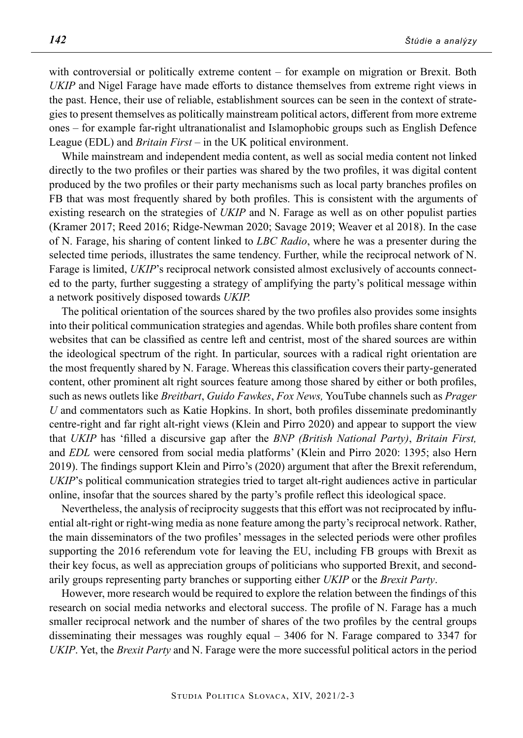with controversial or politically extreme content – for example on migration or Brexit. Both *UKIP* and Nigel Farage have made efforts to distance themselves from extreme right views in the past. Hence, their use of reliable, establishment sources can be seen in the context of strategies to present themselves as politically mainstream political actors, different from more extreme ones – for example far-right ultranationalist and Islamophobic groups such as English Defence League (EDL) and *Britain First* – in the UK political environment.

While mainstream and independent media content, as well as social media content not linked directly to the two profiles or their parties was shared by the two profiles, it was digital content produced by the two profiles or their party mechanisms such as local party branches profiles on FB that was most frequently shared by both profiles. This is consistent with the arguments of existing research on the strategies of *UKIP* and N. Farage as well as on other populist parties (Kramer 2017; Reed 2016; Ridge-Newman 2020; Savage 2019; Weaver et al 2018). In the case of N. Farage, his sharing of content linked to *LBC Radio*, where he was a presenter during the selected time periods, illustrates the same tendency. Further, while the reciprocal network of N. Farage is limited, *UKIP*'s reciprocal network consisted almost exclusively of accounts connected to the party, further suggesting a strategy of amplifying the party's political message within a network positively disposed towards *UKIP*.

The political orientation of the sources shared by the two profiles also provides some insights into their political communication strategies and agendas. While both profiles share content from websites that can be classified as centre left and centrist, most of the shared sources are within the ideological spectrum of the right. In particular, sources with a radical right orientation are the most frequently shared by N. Farage. Whereas this classification covers their party-generated content, other prominent alt right sources feature among those shared by either or both profiles, such as news outlets like *Breitbart*, *Guido Fawkes*, *Fox News,* YouTube channels such as *Prager U* and commentators such as Katie Hopkins. In short, both profiles disseminate predominantly centre-right and far right alt-right views (Klein and Pirro 2020) and appear to support the view that *UKIP* has 'filled a discursive gap after the *BNP (British National Party)*, *Britain First,* and *EDL* were censored from social media platforms' (Klein and Pirro 2020: 1395; also Hern 2019). The findings support Klein and Pirro's (2020) argument that after the Brexit referendum, *UKIP*'s political communication strategies tried to target alt-right audiences active in particular online, insofar that the sources shared by the party's profile reflect this ideological space.

Nevertheless, the analysis of reciprocity suggests that this effort was not reciprocated by influential alt-right or right-wing media as none feature among the party's reciprocal network. Rather, the main disseminators of the two profiles' messages in the selected periods were other profiles supporting the 2016 referendum vote for leaving the EU, including FB groups with Brexit as their key focus, as well as appreciation groups of politicians who supported Brexit, and secondarily groups representing party branches or supporting either *UKIP* or the *Brexit Party*.

However, more research would be required to explore the relation between the findings of this research on social media networks and electoral success. The profile of N. Farage has a much smaller reciprocal network and the number of shares of the two profiles by the central groups disseminating their messages was roughly equal – 3406 for N. Farage compared to 3347 for *UKIP*. Yet, the *Brexit Party* and N. Farage were the more successful political actors in the period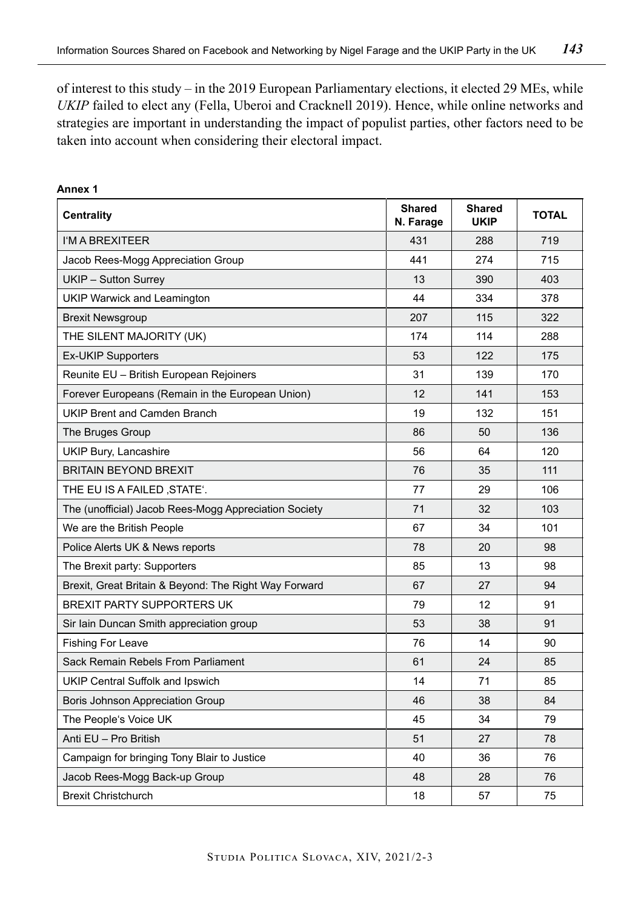of interest to this study – in the 2019 European Parliamentary elections, it elected 29 MEs, while *UKIP* failed to elect any (Fella, Uberoi and Cracknell 2019). Hence, while online networks and strategies are important in understanding the impact of populist parties, other factors need to be taken into account when considering their electoral impact.

**Annex 1**

| Centrality | Shared N. Farage | Shared UKIP | TOTAL |
|---|---|---|---|
| I'M A BREXITEER | 431 | 288 | 719 |
| Jacob Rees-Mogg Appreciation Group | 441 | 274 | 715 |
| UKIP – Sutton Surrey | 13 | 390 | 403 |
| UKIP Warwick and Leamington | 44 | 334 | 378 |
| Brexit Newsgroup | 207 | 115 | 322 |
| THE SILENT MAJORITY (UK) | 174 | 114 | 288 |
| Ex-UKIP Supporters | 53 | 122 | 175 |
| Reunite EU – British European Rejoiners | 31 | 139 | 170 |
| Forever Europeans (Remain in the European Union) | 12 | 141 | 153 |
| UKIP Brent and Camden Branch | 19 | 132 | 151 |
| The Bruges Group | 86 | 50 | 136 |
| UKIP Bury, Lancashire | 56 | 64 | 120 |
| BRITAIN BEYOND BREXIT | 76 | 35 | 111 |
| THE EU IS A FAILED ‚STATE'. | 77 | 29 | 106 |
| The (unofficial) Jacob Rees-Mogg Appreciation Society | 71 | 32 | 103 |
| We are the British People | 67 | 34 | 101 |
| Police Alerts UK & News reports | 78 | 20 | 98 |
| The Brexit party: Supporters | 85 | 13 | 98 |
| Brexit, Great Britain & Beyond: The Right Way Forward | 67 | 27 | 94 |
| BREXIT PARTY SUPPORTERS UK | 79 | 12 | 91 |
| Sir Iain Duncan Smith appreciation group | 53 | 38 | 91 |
| Fishing For Leave | 76 | 14 | 90 |
| Sack Remain Rebels From Parliament | 61 | 24 | 85 |
| UKIP Central Suffolk and Ipswich | 14 | 71 | 85 |
| Boris Johnson Appreciation Group | 46 | 38 | 84 |
| The People's Voice UK | 45 | 34 | 79 |
| Anti EU – Pro British | 51 | 27 | 78 |
| Campaign for bringing Tony Blair to Justice | 40 | 36 | 76 |
| Jacob Rees-Mogg Back-up Group | 48 | 28 | 76 |
| Brexit Christchurch | 18 | 57 | 75 |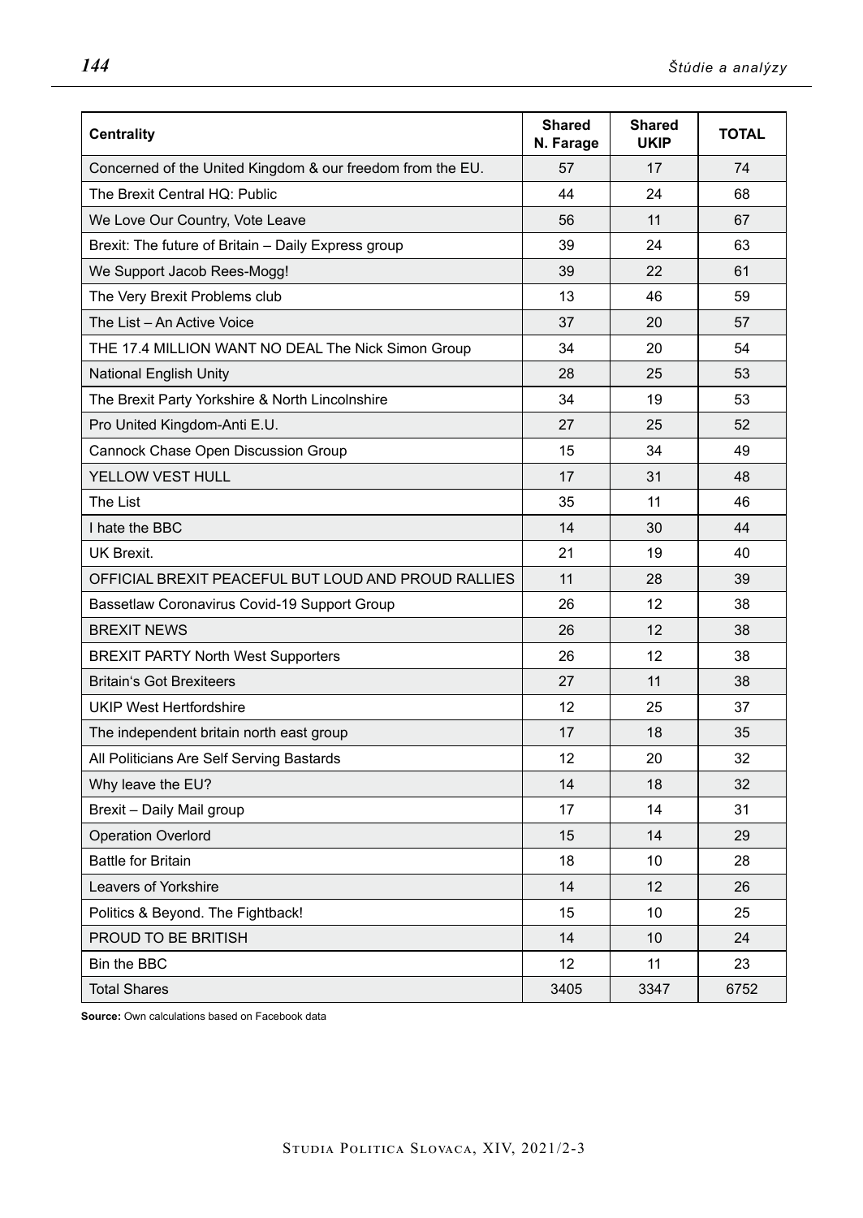| Centrality | Shared N. Farage | Shared UKIP | TOTAL |
|---|---|---|---|
| Concerned of the United Kingdom & our freedom from the EU. | 57 | 17 | 74 |
| The Brexit Central HQ: Public | 44 | 24 | 68 |
| We Love Our Country, Vote Leave | 56 | 11 | 67 |
| Brexit: The future of Britain – Daily Express group | 39 | 24 | 63 |
| We Support Jacob Rees-Mogg! | 39 | 22 | 61 |
| The Very Brexit Problems club | 13 | 46 | 59 |
| The List – An Active Voice | 37 | 20 | 57 |
| THE 17.4 MILLION WANT NO DEAL The Nick Simon Group | 34 | 20 | 54 |
| National English Unity | 28 | 25 | 53 |
| The Brexit Party Yorkshire & North Lincolnshire | 34 | 19 | 53 |
| Pro United Kingdom-Anti E.U. | 27 | 25 | 52 |
| Cannock Chase Open Discussion Group | 15 | 34 | 49 |
| YELLOW VEST HULL | 17 | 31 | 48 |
| The List | 35 | 11 | 46 |
| I hate the BBC | 14 | 30 | 44 |
| UK Brexit. | 21 | 19 | 40 |
| OFFICIAL BREXIT PEACEFUL BUT LOUD AND PROUD RALLIES | 11 | 28 | 39 |
| Bassetlaw Coronavirus Covid-19 Support Group | 26 | 12 | 38 |
| BREXIT NEWS | 26 | 12 | 38 |
| BREXIT PARTY North West Supporters | 26 | 12 | 38 |
| Britain's Got Brexiteers | 27 | 11 | 38 |
| UKIP West Hertfordshire | 12 | 25 | 37 |
| The independent britain north east group | 17 | 18 | 35 |
| All Politicians Are Self Serving Bastards | 12 | 20 | 32 |
| Why leave the EU? | 14 | 18 | 32 |
| Brexit – Daily Mail group | 17 | 14 | 31 |
| Operation Overlord | 15 | 14 | 29 |
| Battle for Britain | 18 | 10 | 28 |
| Leavers of Yorkshire | 14 | 12 | 26 |
| Politics & Beyond. The Fightback! | 15 | 10 | 25 |
| PROUD TO BE BRITISH | 14 | 10 | 24 |
| Bin the BBC | 12 | 11 | 23 |
| Total Shares | 3405 | 3347 | 6752 |

**Source:** Own calculations based on Facebook data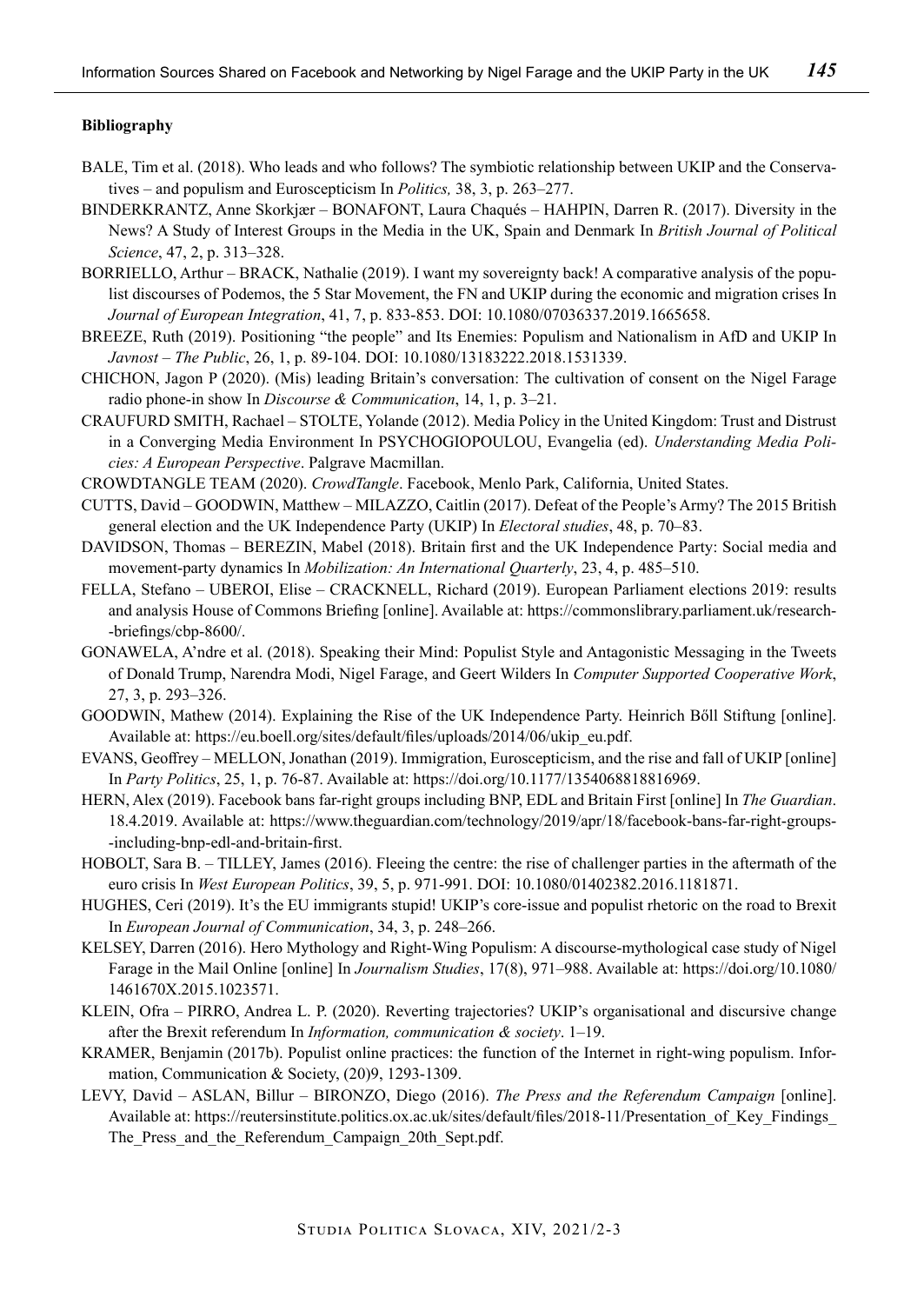**Bibliography**

BALE, Tim et al. (2018). Who leads and who follows? The symbiotic relationship between UKIP and the Conservatives – and populism and Euroscepticism In *Politics,* 38, 3, p. 263–277.

BINDERKRANTZ, Anne Skorkjær – BONAFONT, Laura Chaqués – HAHPIN, Darren R. (2017). Diversity in the News? A Study of Interest Groups in the Media in the UK, Spain and Denmark In *British Journal of Political Science*, 47, 2, p. 313–328.

BORRIELLO, Arthur – BRACK, Nathalie (2019). I want my sovereignty back! A comparative analysis of the populist discourses of Podemos, the 5 Star Movement, the FN and UKIP during the economic and migration crises In *Journal of European Integration*, 41, 7, p. 833-853. DOI: 10.1080/07036337.2019.1665658.

BREEZE, Ruth (2019). Positioning "the people" and Its Enemies: Populism and Nationalism in AfD and UKIP In *Javnost – The Public*, 26, 1, p. 89-104. DOI: 10.1080/13183222.2018.1531339.

CHICHON, Jagon P (2020). (Mis) leading Britain's conversation: The cultivation of consent on the Nigel Farage radio phone-in show In *Discourse & Communication*, 14, 1, p. 3–21.

CRAUFURD SMITH, Rachael – STOLTE, Yolande (2012). Media Policy in the United Kingdom: Trust and Distrust in a Converging Media Environment In PSYCHOGIOPOULOU, Evangelia (ed). *Understanding Media Policies: A European Perspective*. Palgrave Macmillan.

CROWDTANGLE TEAM (2020). *CrowdTangle*. Facebook, Menlo Park, California, United States.

CUTTS, David – GOODWIN, Matthew – MILAZZO, Caitlin (2017). Defeat of the People's Army? The 2015 British general election and the UK Independence Party (UKIP) In *Electoral studies*, 48, p. 70–83.

DAVIDSON, Thomas – BEREZIN, Mabel (2018). Britain first and the UK Independence Party: Social media and movement-party dynamics In *Mobilization: An International Quarterly*, 23, 4, p. 485–510.

FELLA, Stefano – UBEROI, Elise – CRACKNELL, Richard (2019). European Parliament elections 2019: results and analysis House of Commons Briefing [online]. Available at: https://commonslibrary.parliament.uk/research-briefings/cbp-8600/.

GONAWELA, A'ndre et al. (2018). Speaking their Mind: Populist Style and Antagonistic Messaging in the Tweets of Donald Trump, Narendra Modi, Nigel Farage, and Geert Wilders In *Computer Supported Cooperative Work*, 27, 3, p. 293–326.

GOODWIN, Mathew (2014). Explaining the Rise of the UK Independence Party. Heinrich Böll Stiftung [online]. Available at: https://eu.boell.org/sites/default/files/uploads/2014/06/ukip_eu.pdf.

EVANS, Geoffrey – MELLON, Jonathan (2019). Immigration, Euroscepticism, and the rise and fall of UKIP [online] In *Party Politics*, 25, 1, p. 76-87. Available at: https://doi.org/10.1177/1354068818816969.

HERN, Alex (2019). Facebook bans far-right groups including BNP, EDL and Britain First [online] In *The Guardian*. 18.4.2019. Available at: https://www.theguardian.com/technology/2019/apr/18/facebook-bans-far-right-groups-including-bnp-edl-and-britain-first.

HOBOLT, Sara B. – TILLEY, James (2016). Fleeing the centre: the rise of challenger parties in the aftermath of the euro crisis In *West European Politics*, 39, 5, p. 971-991. DOI: 10.1080/01402382.2016.1181871.

HUGHES, Ceri (2019). It's the EU immigrants stupid! UKIP's core-issue and populist rhetoric on the road to Brexit In *European Journal of Communication*, 34, 3, p. 248–266.

KELSEY, Darren (2016). Hero Mythology and Right-Wing Populism: A discourse-mythological case study of Nigel Farage in the Mail Online [online] In *Journalism Studies*, 17(8), 971–988. Available at: https://doi.org/10.1080/1461670X.2015.1023571.

KLEIN, Ofra – PIRRO, Andrea L. P. (2020). Reverting trajectories? UKIP's organisational and discursive change after the Brexit referendum In *Information, communication & society*. 1–19.

KRAMER, Benjamin (2017b). Populist online practices: the function of the Internet in right-wing populism. Information, Communication & Society, (20)9, 1293-1309.

LEVY, David – ASLAN, Billur – BIRONZO, Diego (2016). *The Press and the Referendum Campaign* [online]. Available at: https://reutersinstitute.politics.ox.ac.uk/sites/default/files/2018-11/Presentation_of_Key_Findings_The_Press_and_the_Referendum_Campaign_20th_Sept.pdf.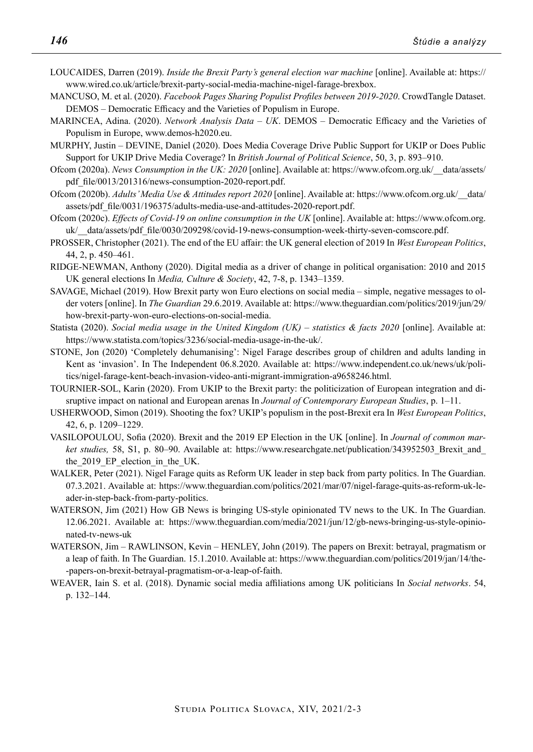LOUCAIDES, Darren (2019). *Inside the Brexit Party's general election war machine* [online]. Available at: https://www.wired.co.uk/article/brexit-party-social-media-machine-nigel-farage-brexbox.

MANCUSO, M. et al. (2020). *Facebook Pages Sharing Populist Profiles between 2019-2020*. CrowdTangle Dataset. DEMOS – Democratic Efficacy and the Varieties of Populism in Europe.

MARINCEA, Adina. (2020). *Network Analysis Data – UK*. DEMOS – Democratic Efficacy and the Varieties of Populism in Europe, www.demos-h2020.eu.

MURPHY, Justin – DEVINE, Daniel (2020). Does Media Coverage Drive Public Support for UKIP or Does Public Support for UKIP Drive Media Coverage? In *British Journal of Political Science*, 50, 3, p. 893–910.

Ofcom (2020a). *News Consumption in the UK: 2020* [online]. Available at: https://www.ofcom.org.uk/__data/assets/pdf_file/0013/201316/news-consumption-2020-report.pdf.

Ofcom (2020b). *Adults' Media Use & Attitudes report 2020* [online]. Available at: https://www.ofcom.org.uk/__data/assets/pdf_file/0031/196375/adults-media-use-and-attitudes-2020-report.pdf.

Ofcom (2020c). *Effects of Covid-19 on online consumption in the UK* [online]. Available at: https://www.ofcom.org.uk/__data/assets/pdf_file/0030/209298/covid-19-news-consumption-week-thirty-seven-comscore.pdf.

PROSSER, Christopher (2021). The end of the EU affair: the UK general election of 2019 In *West European Politics*, 44, 2, p. 450–461.

RIDGE-NEWMAN, Anthony (2020). Digital media as a driver of change in political organisation: 2010 and 2015 UK general elections In *Media, Culture & Society*, 42, 7-8, p. 1343–1359.

SAVAGE, Michael (2019). How Brexit party won Euro elections on social media – simple, negative messages to older voters [online]. In *The Guardian* 29.6.2019. Available at: https://www.theguardian.com/politics/2019/jun/29/how-brexit-party-won-euro-elections-on-social-media.

Statista (2020). *Social media usage in the United Kingdom (UK) – statistics & facts 2020* [online]. Available at: https://www.statista.com/topics/3236/social-media-usage-in-the-uk/.

STONE, Jon (2020) 'Completely dehumanising': Nigel Farage describes group of children and adults landing in Kent as 'invasion'. In The Independent 06.8.2020. Available at: https://www.independent.co.uk/news/uk/politics/nigel-farage-kent-beach-invasion-video-anti-migrant-immigration-a9658246.html.

TOURNIER-SOL, Karin (2020). From UKIP to the Brexit party: the politicization of European integration and disruptive impact on national and European arenas In *Journal of Contemporary European Studies*, p. 1–11.

USHERWOOD, Simon (2019). Shooting the fox? UKIP's populism in the post-Brexit era In *West European Politics*, 42, 6, p. 1209–1229.

VASILOPOULOU, Sofia (2020). Brexit and the 2019 EP Election in the UK [online]. In *Journal of common market studies,* 58, S1, p. 80–90. Available at: https://www.researchgate.net/publication/343952503_Brexit_and_the_2019_EP_election_in_the_UK.

WALKER, Peter (2021). Nigel Farage quits as Reform UK leader in step back from party politics. In The Guardian. 07.3.2021. Available at: https://www.theguardian.com/politics/2021/mar/07/nigel-farage-quits-as-reform-uk-leader-in-step-back-from-party-politics.

WATERSON, Jim (2021) How GB News is bringing US-style opinionated TV news to the UK. In The Guardian. 12.06.2021. Available at: https://www.theguardian.com/media/2021/jun/12/gb-news-bringing-us-style-opinionated-tv-news-uk

WATERSON, Jim – RAWLINSON, Kevin – HENLEY, John (2019). The papers on Brexit: betrayal, pragmatism or a leap of faith. In The Guardian. 15.1.2010. Available at: https://www.theguardian.com/politics/2019/jan/14/the--papers-on-brexit-betrayal-pragmatism-or-a-leap-of-faith.

WEAVER, Iain S. et al. (2018). Dynamic social media affiliations among UK politicians In *Social networks*. 54, p. 132–144.